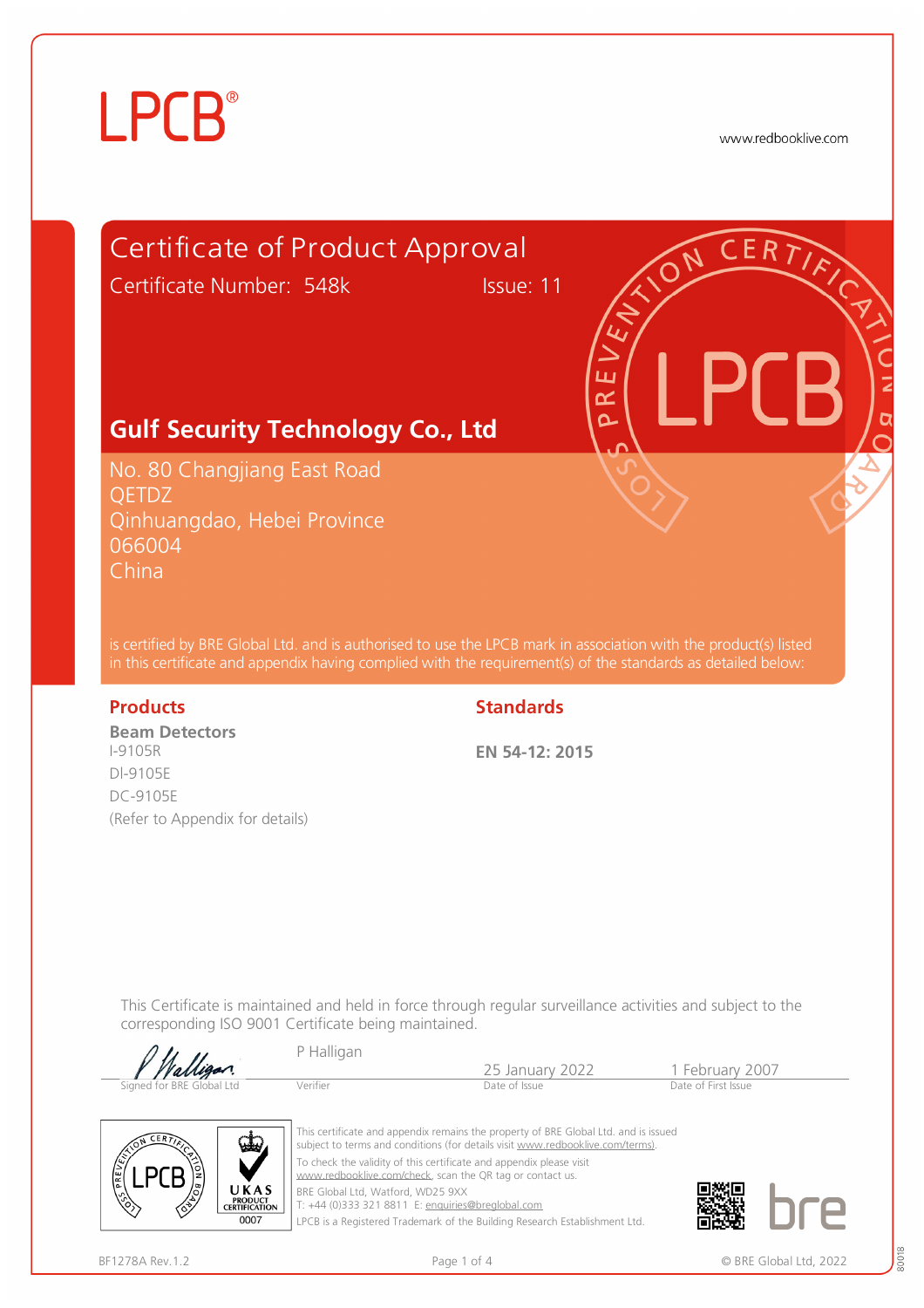LPCB®

www.redbooklive.com

# Certificate of Product Approval

Certificate Number: 548k Issue: 11

## Gulf Security Technology Co., Ltd

No. 80 Changjiang East Road
QETDZ
Qinhuangdao, Hebei Province
066004
China

is certified by BRE Global Ltd. and is authorised to use the LPCB mark in association with the product(s) listed in this certificate and appendix having complied with the requirement(s) of the standards as detailed below:

### Products

**Beam Detectors**

I-9105R
DI-9105E
DC-9105E
(Refer to Appendix for details)

### Standards

**EN 54-12: 2015**

This Certificate is maintained and held in force through regular surveillance activities and subject to the corresponding ISO 9001 Certificate being maintained.

| Signed for BRE Global Ltd | Verifier | Date of Issue | Date of First Issue |
|---|---|---|---|
| | P Halligan | 25 January 2022 | 1 February 2007 |

This certificate and appendix remains the property of BRE Global Ltd. and is issued subject to terms and conditions (for details visit www.redbooklive.com/terms).

To check the validity of this certificate and appendix please visit www.redbooklive.com/check, scan the QR tag or contact us.

BRE Global Ltd, Watford, WD25 9XX
T: +44 (0)333 321 8811 E: enquiries@breglobal.com

LPCB is a Registered Trademark of the Building Research Establishment Ltd.

UKAS PRODUCT CERTIFICATION 0007

BF1278A Rev.1.2

© BRE Global Ltd, 2022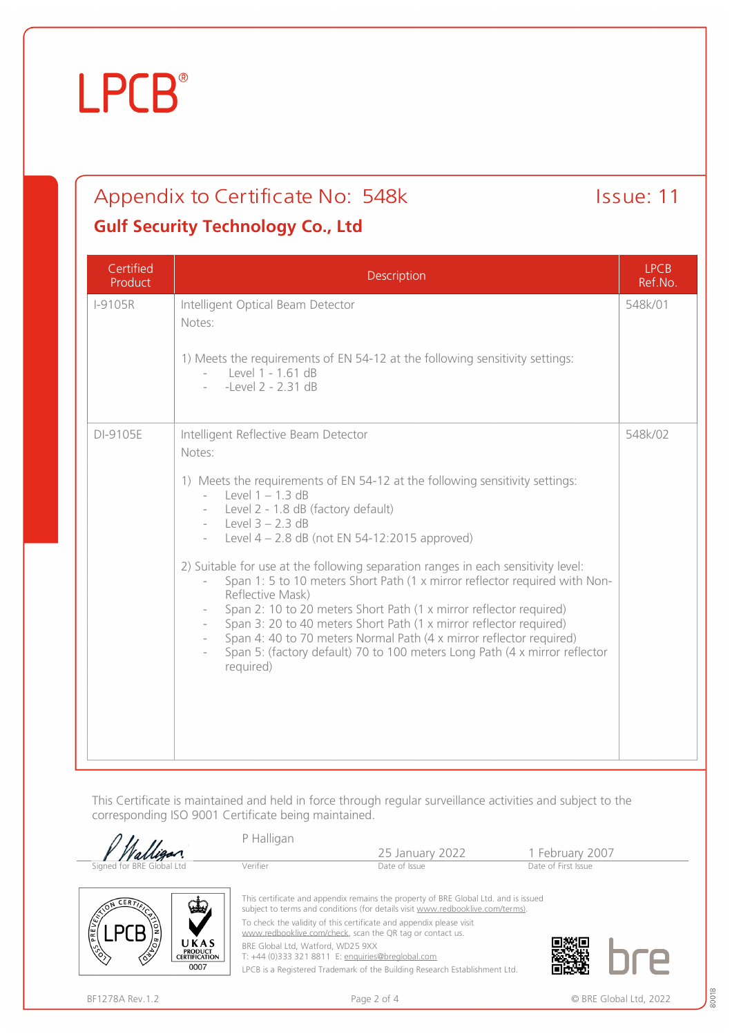LPCB®

# Appendix to Certificate No: 548k

Issue: 11

## Gulf Security Technology Co., Ltd

| Certified Product | Description | LPCB Ref.No. |
|---|---|---|
| I-9105R | Intelligent Optical Beam Detector<br>Notes:<br><br>1) Meets the requirements of EN 54-12 at the following sensitivity settings:<br>- Level 1 - 1.61 dB<br>- -Level 2 - 2.31 dB | 548k/01 |
| DI-9105E | Intelligent Reflective Beam Detector<br>Notes:<br><br>1) Meets the requirements of EN 54-12 at the following sensitivity settings:<br>- Level 1 – 1.3 dB<br>- Level 2 - 1.8 dB (factory default)<br>- Level 3 – 2.3 dB<br>- Level 4 – 2.8 dB (not EN 54-12:2015 approved)<br><br>2) Suitable for use at the following separation ranges in each sensitivity level:<br>- Span 1: 5 to 10 meters Short Path (1 x mirror reflector required with Non-Reflective Mask)<br>- Span 2: 10 to 20 meters Short Path (1 x mirror reflector required)<br>- Span 3: 20 to 40 meters Short Path (1 x mirror reflector required)<br>- Span 4: 40 to 70 meters Normal Path (4 x mirror reflector required)<br>- Span 5: (factory default) 70 to 100 meters Long Path (4 x mirror reflector required) | 548k/02 |

This Certificate is maintained and held in force through regular surveillance activities and subject to the corresponding ISO 9001 Certificate being maintained.

| Signed for BRE Global Ltd | Verifier | Date of Issue | Date of First Issue |
|---|---|---|---|
| | P Halligan | 25 January 2022 | 1 February 2007 |

This certificate and appendix remains the property of BRE Global Ltd. and is issued subject to terms and conditions (for details visit www.redbooklive.com/terms).

To check the validity of this certificate and appendix please visit www.redbooklive.com/check, scan the QR tag or contact us.

BRE Global Ltd, Watford, WD25 9XX
T: +44 (0)333 321 8811 E: enquiries@breglobal.com

LPCB is a Registered Trademark of the Building Research Establishment Ltd.

BF1278A Rev.1.2

© BRE Global Ltd, 2022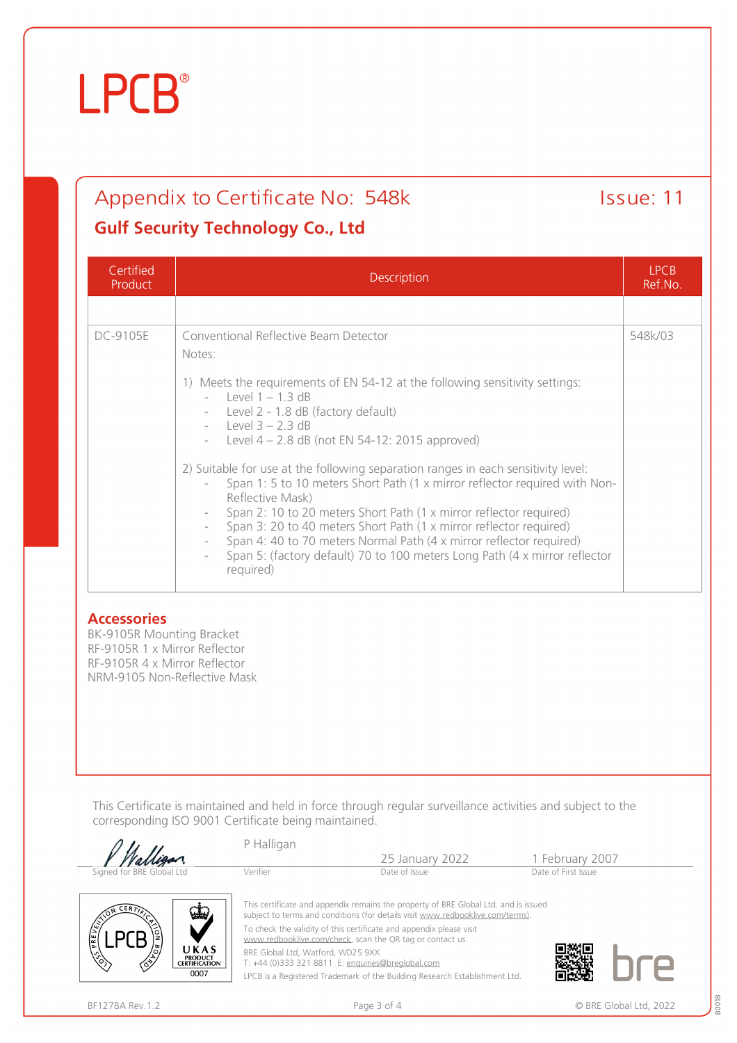LPCB®

## Appendix to Certificate No: 548k

Issue: 11

### Gulf Security Technology Co., Ltd

| Certified Product | Description | LPCB Ref.No. |
|---|---|---|
| | | |
| DC-9105E | Conventional Reflective Beam Detector<br>Notes:<br>1) Meets the requirements of EN 54-12 at the following sensitivity settings:<br>- Level 1 – 1.3 dB<br>- Level 2 - 1.8 dB (factory default)<br>- Level 3 – 2.3 dB<br>- Level 4 – 2.8 dB (not EN 54-12: 2015 approved)<br>2) Suitable for use at the following separation ranges in each sensitivity level:<br>- Span 1: 5 to 10 meters Short Path (1 x mirror reflector required with Non-Reflective Mask)<br>- Span 2: 10 to 20 meters Short Path (1 x mirror reflector required)<br>- Span 3: 20 to 40 meters Short Path (1 x mirror reflector required)<br>- Span 4: 40 to 70 meters Normal Path (4 x mirror reflector required)<br>- Span 5: (factory default) 70 to 100 meters Long Path (4 x mirror reflector required) | 548k/03 |

### Accessories

BK-9105R Mounting Bracket
RF-9105R 1 x Mirror Reflector
RF-9105R 4 x Mirror Reflector
NRM-9105 Non-Reflective Mask

This Certificate is maintained and held in force through regular surveillance activities and subject to the corresponding ISO 9001 Certificate being maintained.

| Signed for BRE Global Ltd | Verifier | Date of Issue | Date of First Issue |
|---|---|---|---|
| | P Halligan | 25 January 2022 | 1 February 2007 |

This certificate and appendix remains the property of BRE Global Ltd. and is issued subject to terms and conditions (for details visit www.redbooklive.com/terms).

To check the validity of this certificate and appendix please visit www.redbooklive.com/check, scan the QR tag or contact us.

BRE Global Ltd, Watford, WD25 9XX
T: +44 (0)333 321 8811 E: enquiries@breglobal.com

LPCB is a Registered Trademark of the Building Research Establishment Ltd.

BF1278A Rev.1.2

© BRE Global Ltd, 2022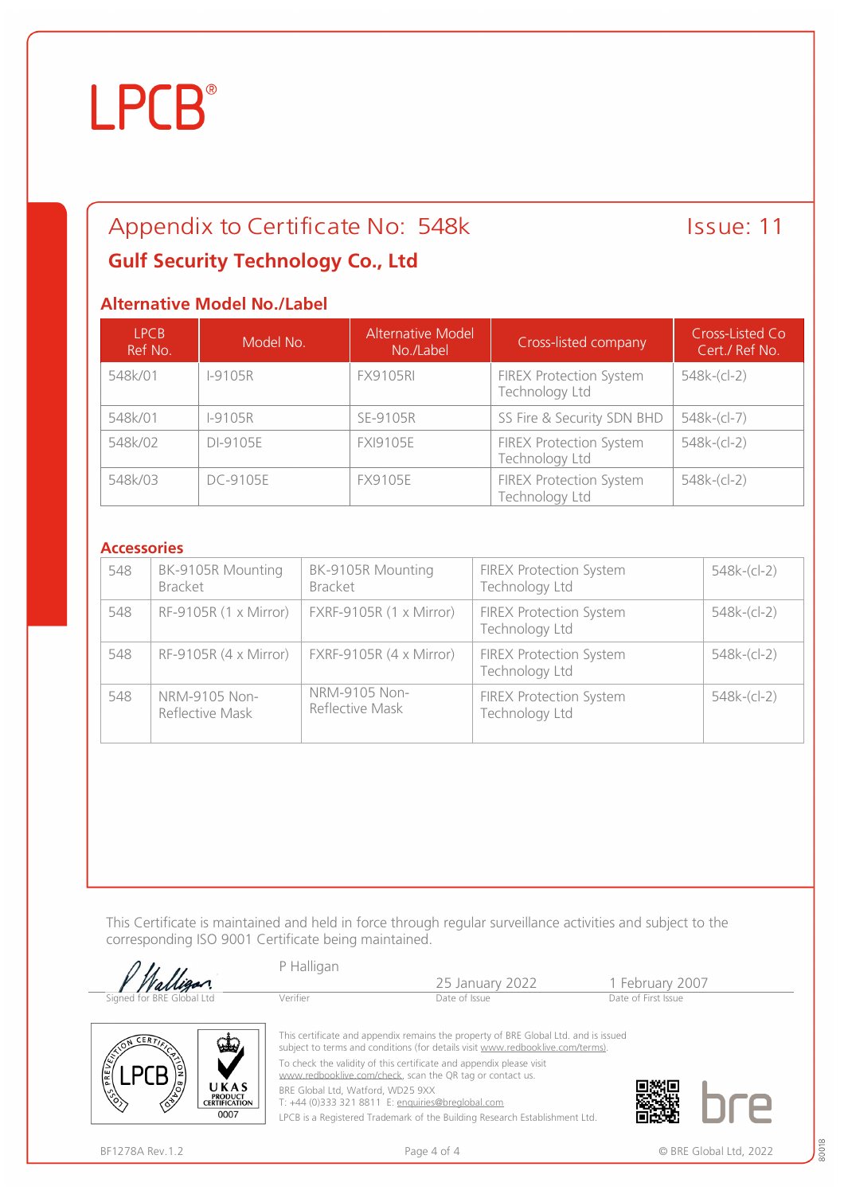# LPCB®

## Appendix to Certificate No: 548k

Issue: 11

**Gulf Security Technology Co., Ltd**

### Alternative Model No./Label

| LPCB Ref No. | Model No. | Alternative Model No./Label | Cross-listed company | Cross-Listed Co Cert./ Ref No. |
|---|---|---|---|---|
| 548k/01 | I-9105R | FX9105RI | FIREX Protection System Technology Ltd | 548k-(cl-2) |
| 548k/01 | I-9105R | SE-9105R | SS Fire & Security SDN BHD | 548k-(cl-7) |
| 548k/02 | DI-9105E | FXI9105E | FIREX Protection System Technology Ltd | 548k-(cl-2) |
| 548k/03 | DC-9105E | FX9105E | FIREX Protection System Technology Ltd | 548k-(cl-2) |

### Accessories

| | | | | |
|---|---|---|---|---|
| 548 | BK-9105R Mounting Bracket | BK-9105R Mounting Bracket | FIREX Protection System Technology Ltd | 548k-(cl-2) |
| 548 | RF-9105R (1 x Mirror) | FXRF-9105R (1 x Mirror) | FIREX Protection System Technology Ltd | 548k-(cl-2) |
| 548 | RF-9105R (4 x Mirror) | FXRF-9105R (4 x Mirror) | FIREX Protection System Technology Ltd | 548k-(cl-2) |
| 548 | NRM-9105 Non-Reflective Mask | NRM-9105 Non-Reflective Mask | FIREX Protection System Technology Ltd | 548k-(cl-2) |

This Certificate is maintained and held in force through regular surveillance activities and subject to the corresponding ISO 9001 Certificate being maintained.

| Signed for BRE Global Ltd | Verifier | Date of Issue | Date of First Issue |
|---|---|---|---|
| P Halligan | P Halligan | 25 January 2022 | 1 February 2007 |

This certificate and appendix remains the property of BRE Global Ltd. and is issued subject to terms and conditions (for details visit www.redbooklive.com/terms).

To check the validity of this certificate and appendix please visit www.redbooklive.com/check, scan the QR tag or contact us.

BRE Global Ltd, Watford, WD25 9XX
T: +44 (0)333 321 8811 E: enquiries@breglobal.com

LPCB is a Registered Trademark of the Building Research Establishment Ltd.

UKAS PRODUCT CERTIFICATION 0007

BF1278A Rev.1.2

© BRE Global Ltd, 2022